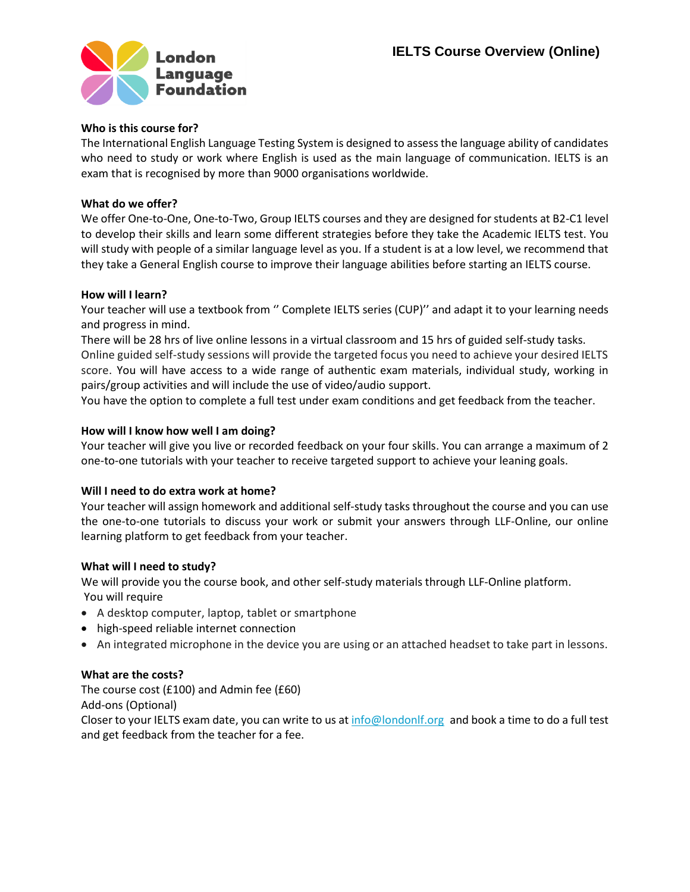London Language Foundation

# IELTS Course Overview (Online)

**Who is this course for?**

The International English Language Testing System is designed to assess the language ability of candidates who need to study or work where English is used as the main language of communication. IELTS is an exam that is recognised by more than 9000 organisations worldwide.

**What do we offer?**

We offer One-to-One, One-to-Two, Group IELTS courses and they are designed for students at B2-C1 level to develop their skills and learn some different strategies before they take the Academic IELTS test. You will study with people of a similar language level as you. If a student is at a low level, we recommend that they take a General English course to improve their language abilities before starting an IELTS course.

**How will I learn?**

Your teacher will use a textbook from '' Complete IELTS series (CUP)'' and adapt it to your learning needs and progress in mind.

There will be 28 hrs of live online lessons in a virtual classroom and 15 hrs of guided self-study tasks. Online guided self-study sessions will provide the targeted focus you need to achieve your desired IELTS score. You will have access to a wide range of authentic exam materials, individual study, working in pairs/group activities and will include the use of video/audio support.

You have the option to complete a full test under exam conditions and get feedback from the teacher.

**How will I know how well I am doing?**

Your teacher will give you live or recorded feedback on your four skills. You can arrange a maximum of 2 one-to-one tutorials with your teacher to receive targeted support to achieve your leaning goals.

**Will I need to do extra work at home?**

Your teacher will assign homework and additional self-study tasks throughout the course and you can use the one-to-one tutorials to discuss your work or submit your answers through LLF-Online, our online learning platform to get feedback from your teacher.

**What will I need to study?**

We will provide you the course book, and other self-study materials through LLF-Online platform.

You will require

- A desktop computer, laptop, tablet or smartphone
- high-speed reliable internet connection
- An integrated microphone in the device you are using or an attached headset to take part in lessons.

**What are the costs?**

The course cost (£100) and Admin fee (£60)

Add-ons (Optional)

Closer to your IELTS exam date, you can write to us at info@londonlf.org and book a time to do a full test and get feedback from the teacher for a fee.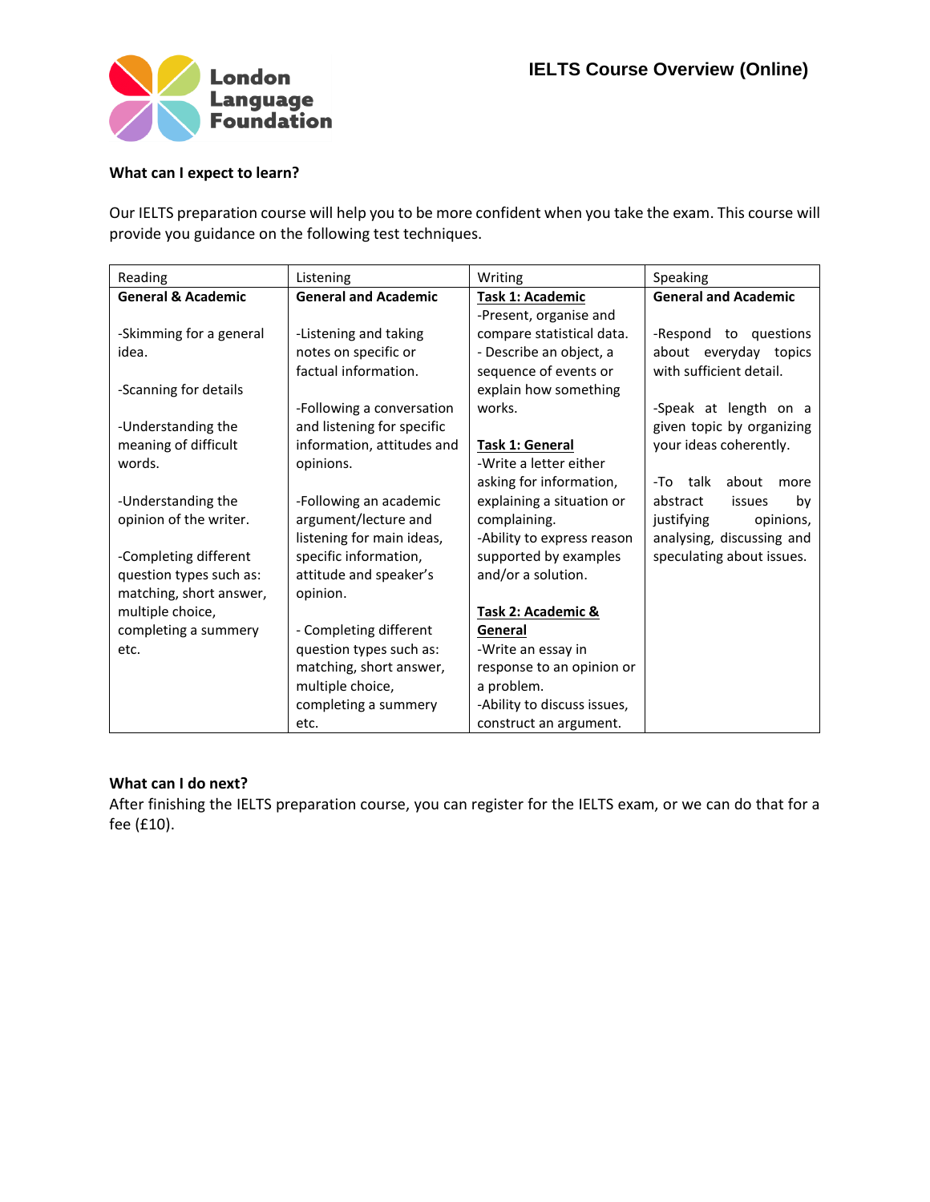# IELTS Course Overview (Online)

**What can I expect to learn?**

Our IELTS preparation course will help you to be more confident when you take the exam. This course will provide you guidance on the following test techniques.

| Reading | Listening | Writing | Speaking |
|---|---|---|---|
| **General & Academic**<br><br>-Skimming for a general idea.<br><br>-Scanning for details<br><br>-Understanding the meaning of difficult words.<br><br>-Understanding the opinion of the writer.<br><br>-Completing different question types such as: matching, short answer, multiple choice, completing a summery etc. | **General and Academic**<br><br>-Listening and taking notes on specific or factual information.<br><br>-Following a conversation and listening for specific information, attitudes and opinions.<br><br>-Following an academic argument/lecture and listening for main ideas, specific information, attitude and speaker's opinion.<br><br>- Completing different question types such as: matching, short answer, multiple choice, completing a summery etc. | **Task 1: Academic**<br>-Present, organise and compare statistical data.<br>- Describe an object, a sequence of events or explain how something works.<br><br>**Task 1: General**<br>-Write a letter either asking for information, explaining a situation or complaining.<br>-Ability to express reason supported by examples and/or a solution.<br><br>**Task 2: Academic & General**<br>-Write an essay in response to an opinion or a problem.<br>-Ability to discuss issues, construct an argument. | **General and Academic**<br><br>-Respond to questions about everyday topics with sufficient detail.<br><br>-Speak at length on a given topic by organizing your ideas coherently.<br><br>-To talk about more abstract issues by justifying opinions, analysing, discussing and speculating about issues. |

**What can I do next?**

After finishing the IELTS preparation course, you can register for the IELTS exam, or we can do that for a fee (£10).